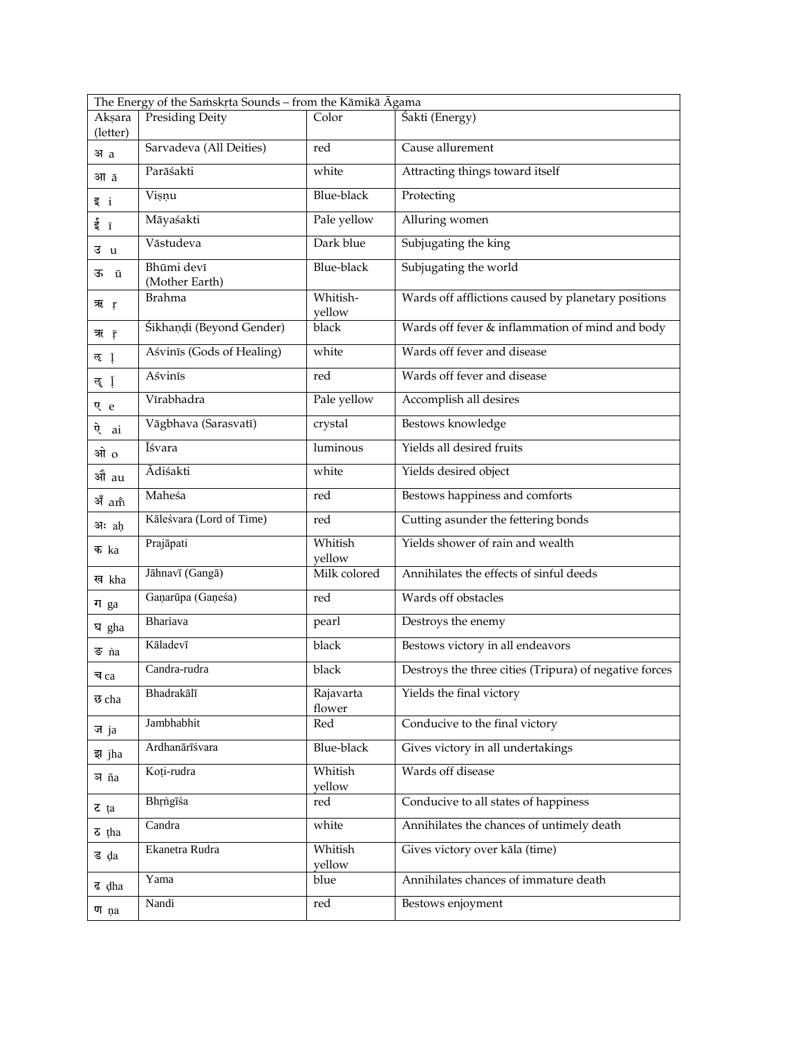| The Energy of the Saṁskṛta Sounds – from the Kāmikā Āgama | | | |
|---|---|---|---|
| Akṣara (letter) | Presiding Deity | Color | Śakti (Energy) |
| अ a | Sarvadeva (All Deities) | red | Cause allurement |
| आ ā | Parāśakti | white | Attracting things toward itself |
| इ i | Viṣṇu | Blue-black | Protecting |
| ई ī | Māyaśakti | Pale yellow | Alluring women |
| उ u | Vāstudeva | Dark blue | Subjugating the king |
| ऊ ū | Bhūmi devī (Mother Earth) | Blue-black | Subjugating the world |
| ऋ ṛ | Brahma | Whitish-yellow | Wards off afflictions caused by planetary positions |
| ॠ ṝ | Śikhaṇḍi (Beyond Gender) | black | Wards off fever & inflammation of mind and body |
| ऌ ḷ | Aśvinīs (Gods of Healing) | white | Wards off fever and disease |
| ॡ ḹ | Aśvinīs | red | Wards off fever and disease |
| ए e | Vīrabhadra | Pale yellow | Accomplish all desires |
| ऐ ai | Vāgbhava (Sarasvatī) | crystal | Bestows knowledge |
| ओ o | Īśvara | luminous | Yields all desired fruits |
| औ au | Ādiśakti | white | Yields desired object |
| अँ aṁ | Maheśa | red | Bestows happiness and comforts |
| अः aḥ | Kāleśvara (Lord of Time) | red | Cutting asunder the fettering bonds |
| क ka | Prajāpati | Whitish yellow | Yields shower of rain and wealth |
| ख kha | Jāhnavī (Gaṅgā) | Milk colored | Annihilates the effects of sinful deeds |
| ग ga | Gaṇarūpa (Gaṇeśa) | red | Wards off obstacles |
| घ gha | Bhariava | pearl | Destroys the enemy |
| ङ ṅa | Kāladevī | black | Bestows victory in all endeavors |
| च ca | Candra-rudra | black | Destroys the three cities (Tripura) of negative forces |
| छ cha | Bhadrakālī | Rajavarta flower | Yields the final victory |
| ज ja | Jambhabhit | Red | Conducive to the final victory |
| झ jha | Ardhanārīśvara | Blue-black | Gives victory in all undertakings |
| ञ ña | Koṭi-rudra | Whitish yellow | Wards off disease |
| ट ṭa | Bhṛṅgīśa | red | Conducive to all states of happiness |
| ठ ṭha | Candra | white | Annihilates the chances of untimely death |
| ड ḍa | Ekanetra Rudra | Whitish yellow | Gives victory over kāla (time) |
| ढ ḍha | Yama | blue | Annihilates chances of immature death |
| ण ṇa | Nandi | red | Bestows enjoyment |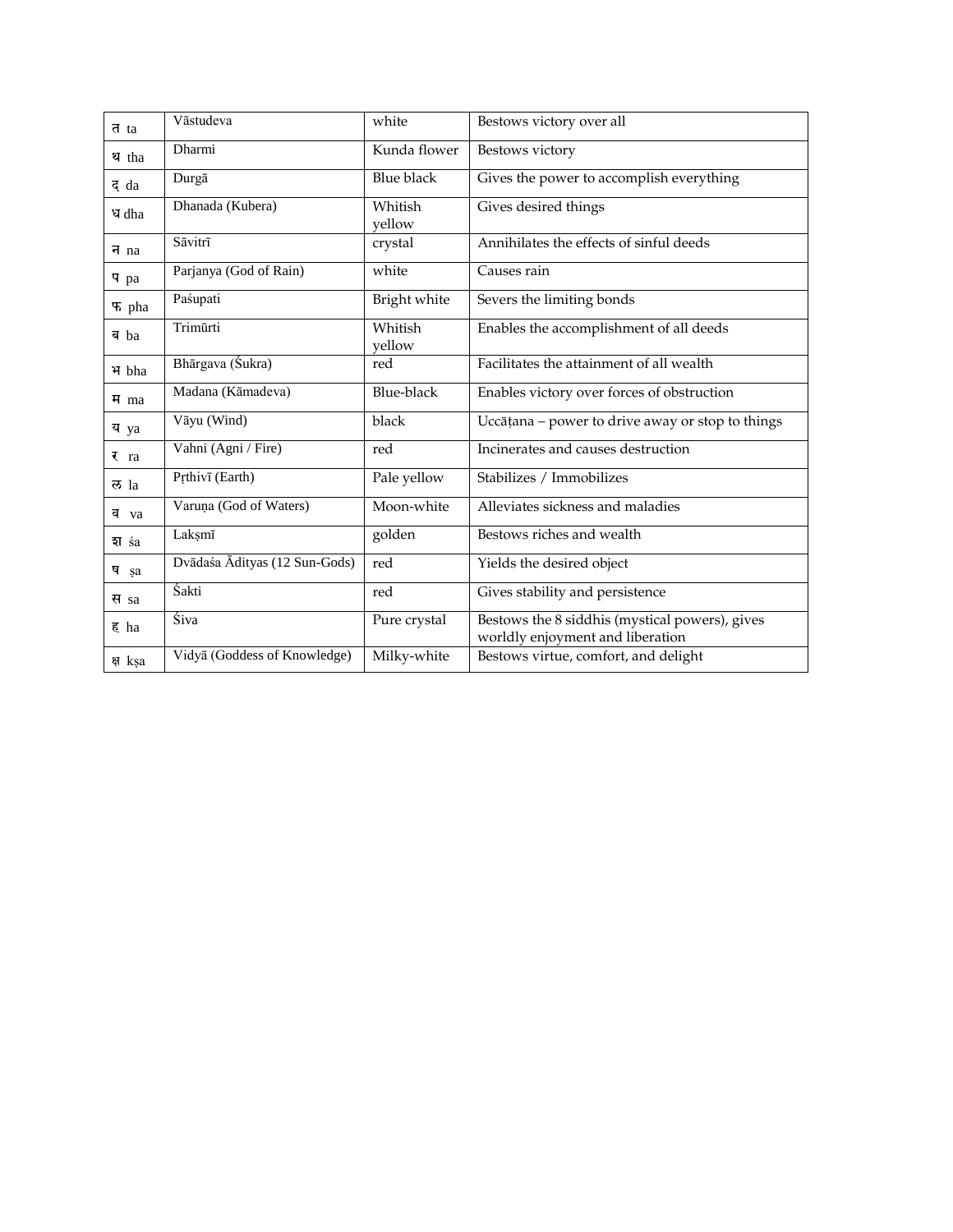| | | | |
|---|---|---|---|
| त ta | Vāstudeva | white | Bestows victory over all |
| थ tha | Dharmi | Kunda flower | Bestows victory |
| द् da | Durgā | Blue black | Gives the power to accomplish everything |
| ध dha | Dhanada (Kubera) | Whitish yellow | Gives desired things |
| न na | Sāvitrī | crystal | Annihilates the effects of sinful deeds |
| प pa | Parjanya (God of Rain) | white | Causes rain |
| फ pha | Paśupati | Bright white | Severs the limiting bonds |
| ब ba | Trimūrti | Whitish yellow | Enables the accomplishment of all deeds |
| भ bha | Bhārgava (Śukra) | red | Facilitates the attainment of all wealth |
| म ma | Madana (Kāmadeva) | Blue-black | Enables victory over forces of obstruction |
| य ya | Vāyu (Wind) | black | Uccāṭana – power to drive away or stop to things |
| र ra | Vahni (Agni / Fire) | red | Incinerates and causes destruction |
| ल la | Pṛthivī (Earth) | Pale yellow | Stabilizes / Immobilizes |
| व va | Varuṇa (God of Waters) | Moon-white | Alleviates sickness and maladies |
| श śa | Lakṣmī | golden | Bestows riches and wealth |
| ष ṣa | Dvādaśa Ādityas (12 Sun-Gods) | red | Yields the desired object |
| स sa | Śakti | red | Gives stability and persistence |
| ह् ha | Śiva | Pure crystal | Bestows the 8 siddhis (mystical powers), gives worldly enjoyment and liberation |
| क्ष kṣa | Vidyā (Goddess of Knowledge) | Milky-white | Bestows virtue, comfort, and delight |